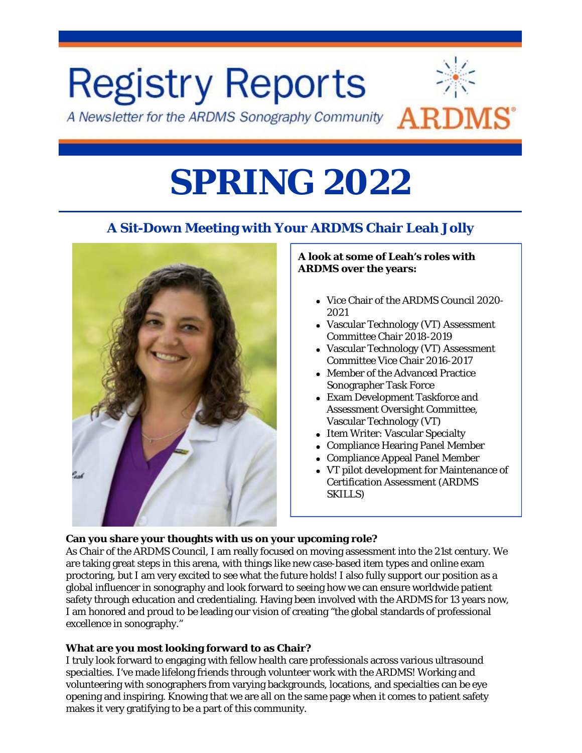# Registry Reports

*A Newsletter for the ARDMS Sonography Community*

ARDMS®

# SPRING 2022

## A Sit-Down Meeting with Your ARDMS Chair Leah Jolly

**A look at some of Leah's roles with ARDMS over the years:**

- Vice Chair of the ARDMS Council 2020-2021
- Vascular Technology (VT) Assessment Committee Chair 2018-2019
- Vascular Technology (VT) Assessment Committee Vice Chair 2016-2017
- Member of the Advanced Practice Sonographer Task Force
- Exam Development Taskforce and Assessment Oversight Committee, Vascular Technology (VT)
- Item Writer: Vascular Specialty
- Compliance Hearing Panel Member
- Compliance Appeal Panel Member
- VT pilot development for Maintenance of Certification Assessment (ARDMS SKILLS)

**Can you share your thoughts with us on your upcoming role?**
As Chair of the ARDMS Council, I am really focused on moving assessment into the 21st century. We are taking great steps in this arena, with things like new case-based item types and online exam proctoring, but I am very excited to see what the future holds! I also fully support our position as a global influencer in sonography and look forward to seeing how we can ensure worldwide patient safety through education and credentialing. Having been involved with the ARDMS for 13 years now, I am honored and proud to be leading our vision of creating "the global standards of professional excellence in sonography."

**What are you most looking forward to as Chair?**
I truly look forward to engaging with fellow health care professionals across various ultrasound specialties. I've made lifelong friends through volunteer work with the ARDMS! Working and volunteering with sonographers from varying backgrounds, locations, and specialties can be eye opening and inspiring. Knowing that we are all on the same page when it comes to patient safety makes it very gratifying to be a part of this community.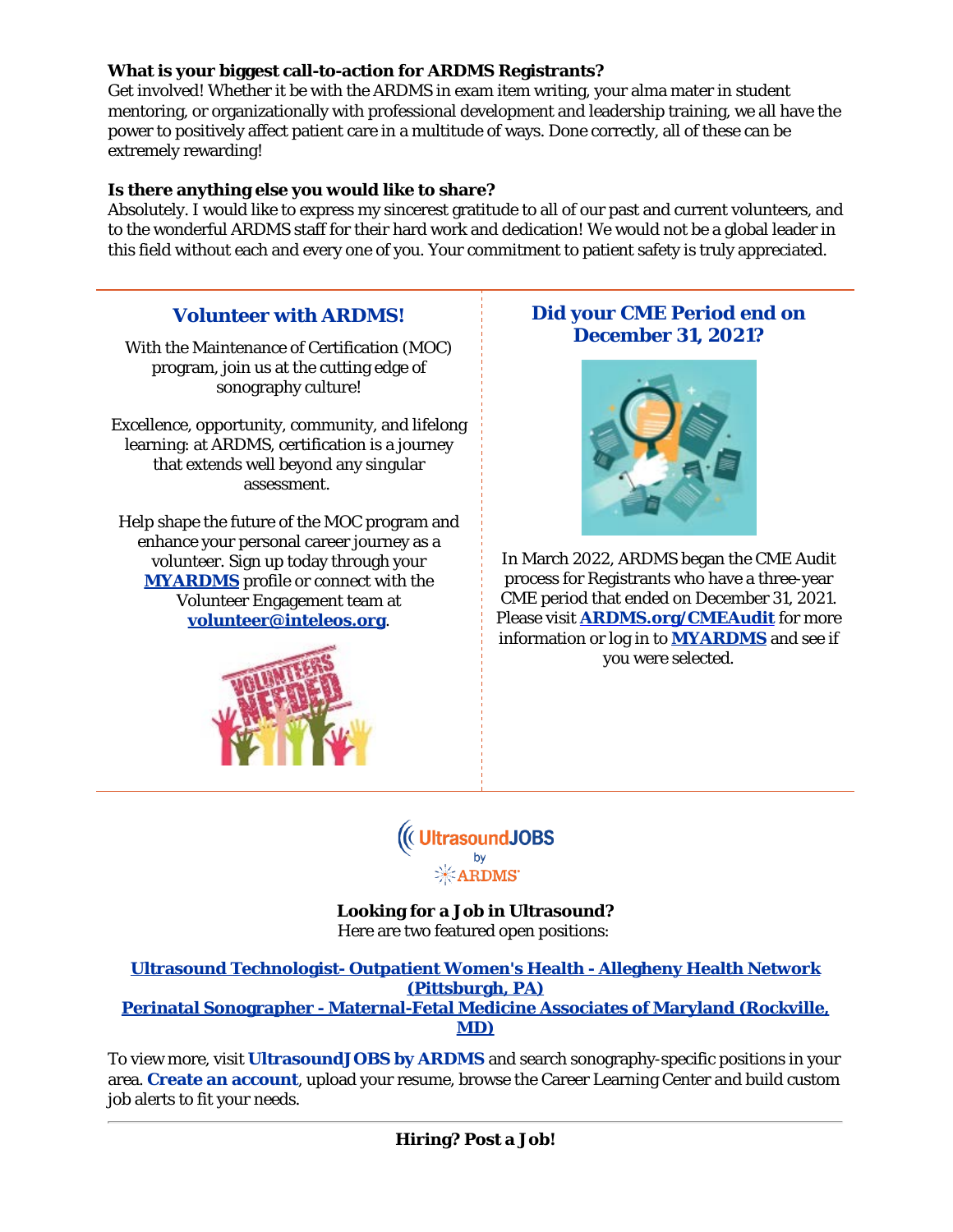**What is your biggest call-to-action for ARDMS Registrants?**
Get involved! Whether it be with the ARDMS in exam item writing, your alma mater in student mentoring, or organizationally with professional development and leadership training, we all have the power to positively affect patient care in a multitude of ways. Done correctly, all of these can be extremely rewarding!

**Is there anything else you would like to share?**
Absolutely. I would like to express my sincerest gratitude to all of our past and current volunteers, and to the wonderful ARDMS staff for their hard work and dedication! We would not be a global leader in this field without each and every one of you. Your commitment to patient safety is truly appreciated.

---

## Volunteer with ARDMS!

With the Maintenance of Certification (MOC) program, join us at the cutting edge of sonography culture!

Excellence, opportunity, community, and lifelong learning: at ARDMS, certification is a journey that extends well beyond any singular assessment.

Help shape the future of the MOC program and enhance your personal career journey as a volunteer. Sign up today through your **MYARDMS** profile or connect with the Volunteer Engagement team at **volunteer@inteleos.org**.

## Did your CME Period end on December 31, 2021?

In March 2022, ARDMS began the CME Audit process for Registrants who have a three-year CME period that ended on December 31, 2021. Please visit **ARDMS.org/CMEAudit** for more information or log in to **MYARDMS** and see if you were selected.

---

UltrasoundJOBS by ARDMS

**Looking for a Job in Ultrasound?**
Here are two featured open positions:

**Ultrasound Technologist- Outpatient Women's Health - Allegheny Health Network (Pittsburgh, PA)**
**Perinatal Sonographer - Maternal-Fetal Medicine Associates of Maryland (Rockville, MD)**

To view more, visit **UltrasoundJOBS by ARDMS** and search sonography-specific positions in your area. **Create an account**, upload your resume, browse the Career Learning Center and build custom job alerts to fit your needs.

---

**Hiring? Post a Job!**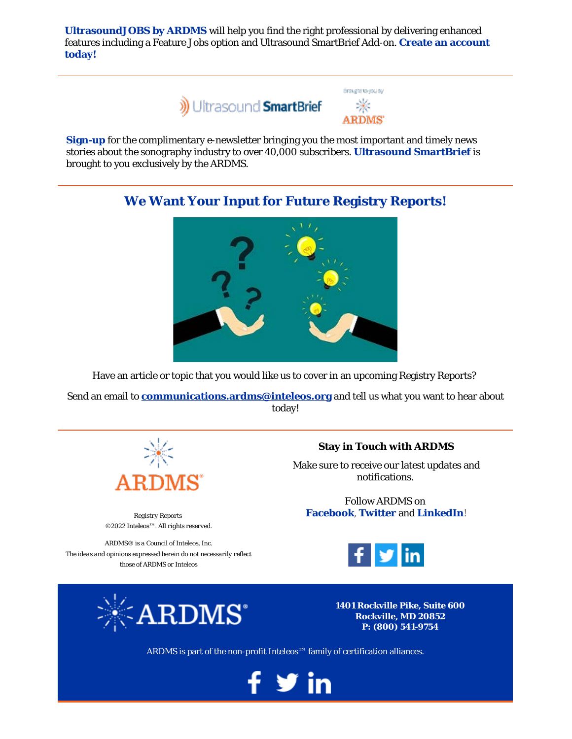**UltrasoundJOBS by ARDMS** will help you find the right professional by delivering enhanced features including a Feature Jobs option and Ultrasound SmartBrief Add-on. **Create an account today!**

---

**Sign-up** for the complimentary e-newsletter bringing you the most important and timely news stories about the sonography industry to over 40,000 subscribers. **Ultrasound SmartBrief** is brought to you exclusively by the ARDMS.

---

## We Want Your Input for Future Registry Reports!

Have an article or topic that you would like us to cover in an upcoming Registry Reports?

Send an email to **communications.ardms@inteleos.org** and tell us what you want to hear about today!

---

Registry Reports
©2022 Inteleos™. All rights reserved.

ARDMS® is a Council of Inteleos, Inc.
*The ideas and opinions expressed herein do not necessarily reflect those of ARDMS or Inteleos*

**Stay in Touch with ARDMS**

Make sure to receive our latest updates and notifications.

Follow ARDMS on **Facebook**, **Twitter** and **LinkedIn**!

**1401 Rockville Pike, Suite 600**
**Rockville, MD 20852**
**P: (800) 541-9754**

ARDMS is part of the non-profit Inteleos™ family of certification alliances.